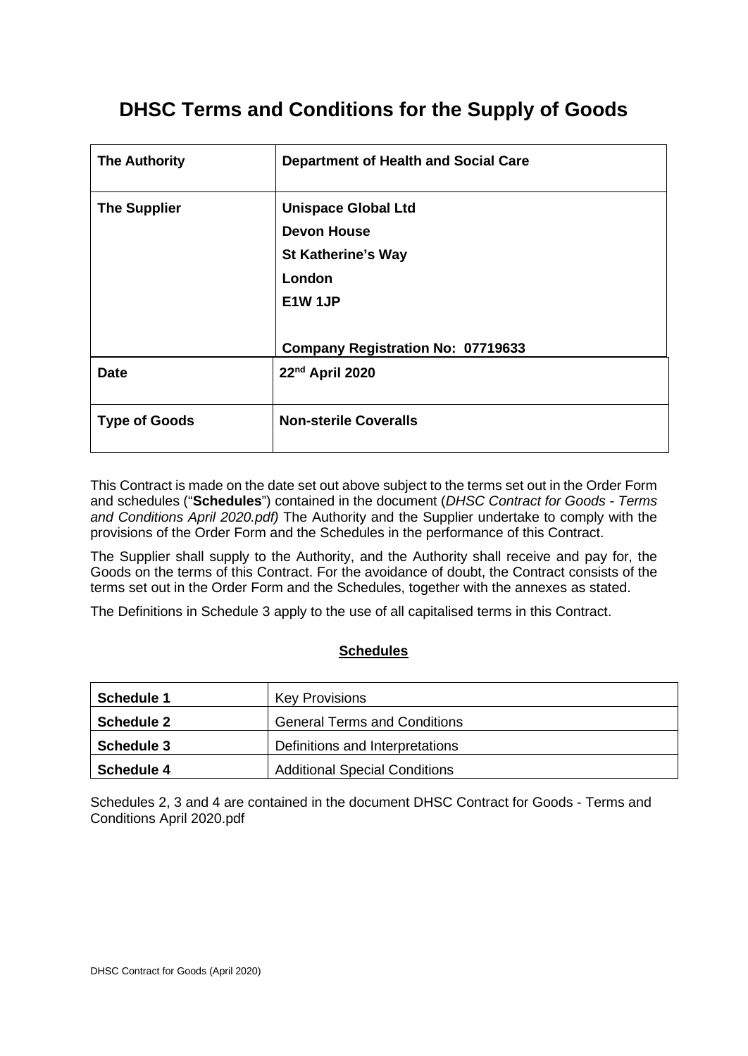# DHSC Terms and Conditions for the Supply of Goods

| **The Authority** | **Department of Health and Social Care** |
|---|---|
| **The Supplier** | **Unispace Global Ltd**<br>**Devon House**<br>**St Katherine's Way**<br>**London**<br>**E1W 1JP**<br><br>**Company Registration No: 07719633** |
| **Date** | **22nd April 2020** |
| **Type of Goods** | **Non-sterile Coveralls** |

This Contract is made on the date set out above subject to the terms set out in the Order Form and schedules ("**Schedules**") contained in the document (*DHSC Contract for Goods - Terms and Conditions April 2020.pdf)* The Authority and the Supplier undertake to comply with the provisions of the Order Form and the Schedules in the performance of this Contract.

The Supplier shall supply to the Authority, and the Authority shall receive and pay for, the Goods on the terms of this Contract. For the avoidance of doubt, the Contract consists of the terms set out in the Order Form and the Schedules, together with the annexes as stated.

The Definitions in Schedule 3 apply to the use of all capitalised terms in this Contract.

**Schedules**

| | |
|---|---|
| **Schedule 1** | Key Provisions |
| **Schedule 2** | General Terms and Conditions |
| **Schedule 3** | Definitions and Interpretations |
| **Schedule 4** | Additional Special Conditions |

Schedules 2, 3 and 4 are contained in the document DHSC Contract for Goods - Terms and Conditions April 2020.pdf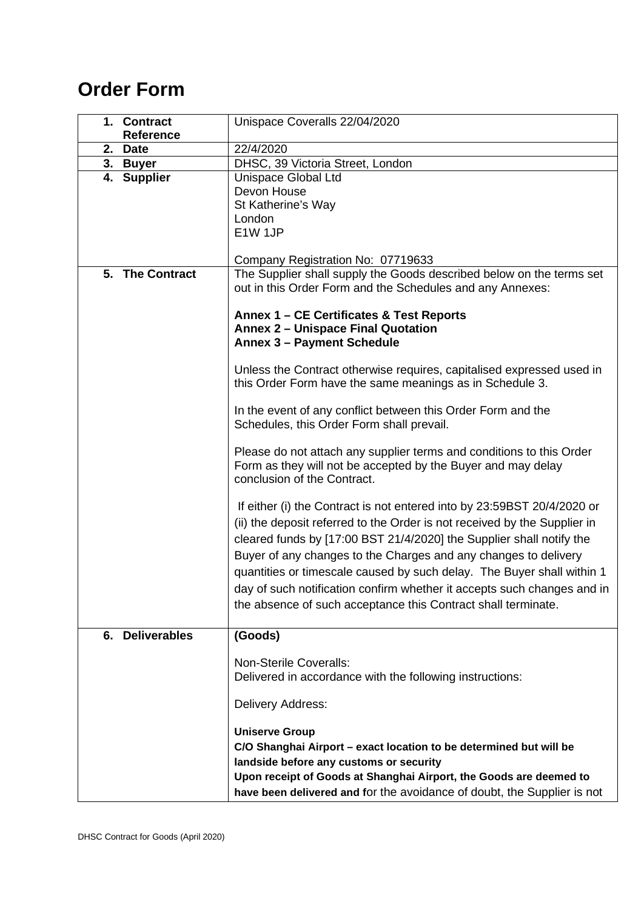# Order Form

| | |
|---|---|
| **1. Contract Reference** | Unispace Coveralls 22/04/2020 |
| **2. Date** | 22/4/2020 |
| **3. Buyer** | DHSC, 39 Victoria Street, London |
| **4. Supplier** | Unispace Global Ltd<br>Devon House<br>St Katherine's Way<br>London<br>E1W 1JP<br><br>Company Registration No: 07719633 |
| **5. The Contract** | The Supplier shall supply the Goods described below on the terms set out in this Order Form and the Schedules and any Annexes:<br><br>**Annex 1 – CE Certificates & Test Reports**<br>**Annex 2 – Unispace Final Quotation**<br>**Annex 3 – Payment Schedule**<br><br>Unless the Contract otherwise requires, capitalised expressed used in this Order Form have the same meanings as in Schedule 3.<br><br>In the event of any conflict between this Order Form and the Schedules, this Order Form shall prevail.<br><br>Please do not attach any supplier terms and conditions to this Order Form as they will not be accepted by the Buyer and may delay conclusion of the Contract.<br><br>If either (i) the Contract is not entered into by 23:59BST 20/4/2020 or (ii) the deposit referred to the Order is not received by the Supplier in cleared funds by [17:00 BST 21/4/2020] the Supplier shall notify the Buyer of any changes to the Charges and any changes to delivery quantities or timescale caused by such delay. The Buyer shall within 1 day of such notification confirm whether it accepts such changes and in the absence of such acceptance this Contract shall terminate. |
| **6. Deliverables** | **(Goods)**<br><br>Non-Sterile Coveralls:<br>Delivered in accordance with the following instructions:<br><br>Delivery Address:<br><br>**Uniserve Group**<br>**C/O Shanghai Airport – exact location to be determined but will be landside before any customs or security**<br>**Upon receipt of Goods at Shanghai Airport, the Goods are deemed to have been delivered and f**or the avoidance of doubt, the Supplier is not |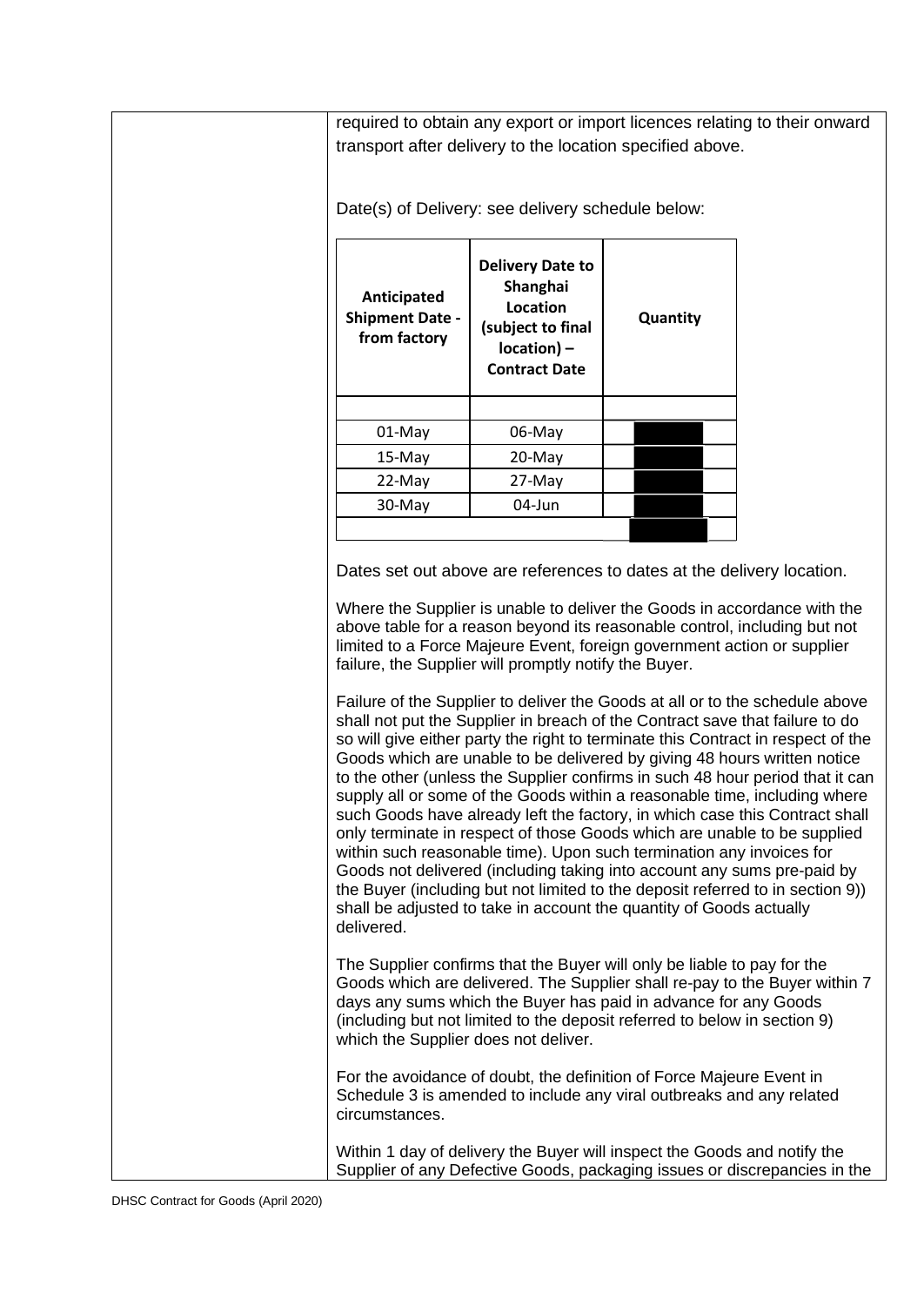required to obtain any export or import licences relating to their onward transport after delivery to the location specified above.

Date(s) of Delivery: see delivery schedule below:

| Anticipated Shipment Date - from factory | Delivery Date to Shanghai Location (subject to final location) – Contract Date | Quantity |
|---|---|---|
| | | |
| 01-May | 06-May | |
| 15-May | 20-May | |
| 22-May | 27-May | |
| 30-May | 04-Jun | |
| | | |

Dates set out above are references to dates at the delivery location.

Where the Supplier is unable to deliver the Goods in accordance with the above table for a reason beyond its reasonable control, including but not limited to a Force Majeure Event, foreign government action or supplier failure, the Supplier will promptly notify the Buyer.

Failure of the Supplier to deliver the Goods at all or to the schedule above shall not put the Supplier in breach of the Contract save that failure to do so will give either party the right to terminate this Contract in respect of the Goods which are unable to be delivered by giving 48 hours written notice to the other (unless the Supplier confirms in such 48 hour period that it can supply all or some of the Goods within a reasonable time, including where such Goods have already left the factory, in which case this Contract shall only terminate in respect of those Goods which are unable to be supplied within such reasonable time). Upon such termination any invoices for Goods not delivered (including taking into account any sums pre-paid by the Buyer (including but not limited to the deposit referred to in section 9)) shall be adjusted to take in account the quantity of Goods actually delivered.

The Supplier confirms that the Buyer will only be liable to pay for the Goods which are delivered. The Supplier shall re-pay to the Buyer within 7 days any sums which the Buyer has paid in advance for any Goods (including but not limited to the deposit referred to below in section 9) which the Supplier does not deliver.

For the avoidance of doubt, the definition of Force Majeure Event in Schedule 3 is amended to include any viral outbreaks and any related circumstances.

Within 1 day of delivery the Buyer will inspect the Goods and notify the Supplier of any Defective Goods, packaging issues or discrepancies in the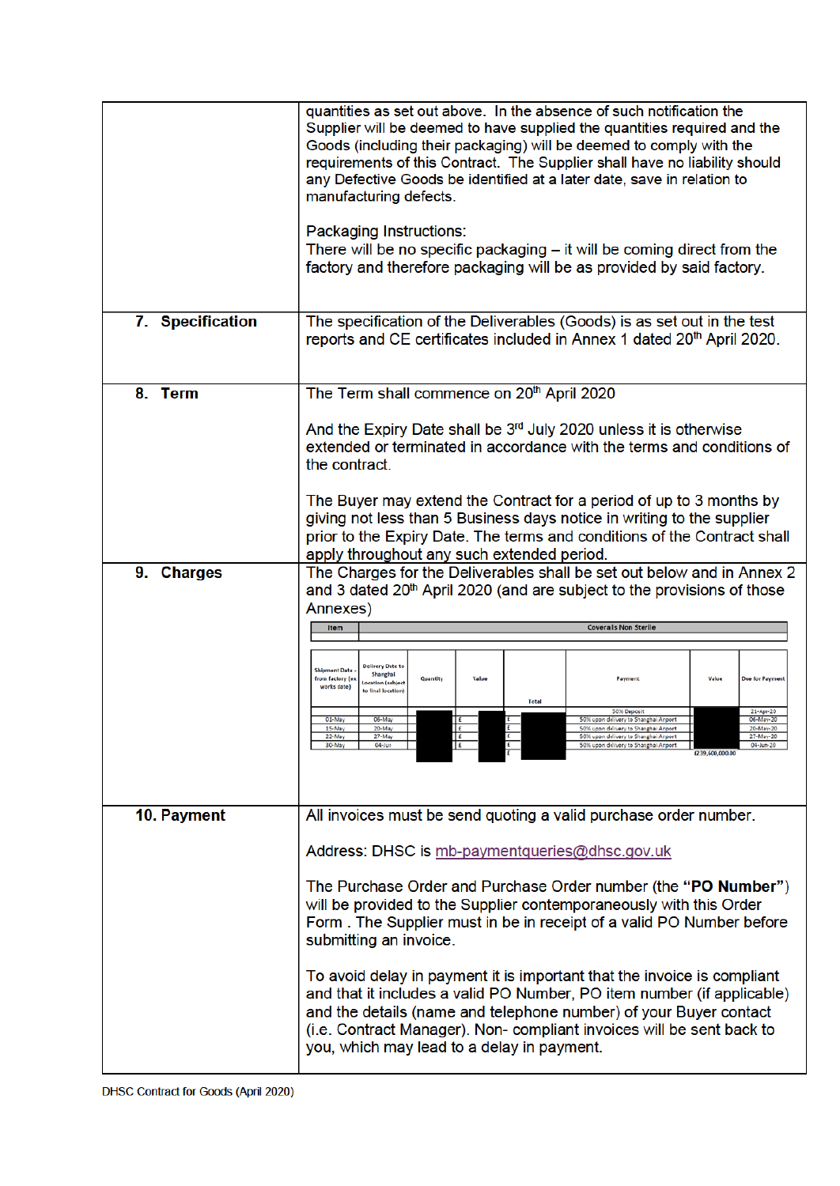| | |
|---|---|
| | quantities as set out above. In the absence of such notification the Supplier will be deemed to have supplied the quantities required and the Goods (including their packaging) will be deemed to comply with the requirements of this Contract. The Supplier shall have no liability should any Defective Goods be identified at a later date, save in relation to manufacturing defects.<br><br>Packaging Instructions:<br>There will be no specific packaging – it will be coming direct from the factory and therefore packaging will be as provided by said factory. |
| **7. Specification** | The specification of the Deliverables (Goods) is as set out in the test reports and CE certificates included in Annex 1 dated 20th April 2020. |
| **8. Term** | The Term shall commence on 20th April 2020<br><br>And the Expiry Date shall be 3rd July 2020 unless it is otherwise extended or terminated in accordance with the terms and conditions of the contract.<br><br>The Buyer may extend the Contract for a period of up to 3 months by giving not less than 5 Business days notice in writing to the supplier prior to the Expiry Date. The terms and conditions of the Contract shall apply throughout any such extended period. |
| **9. Charges** | The Charges for the Deliverables shall be set out below and in Annex 2 and 3 dated 20th April 2020 (and are subject to the provisions of those Annexes) |

| Item | Coverals Non Sterile | | | | | | |
|---|---|---|---|---|---|---|---|
| Shipment Date - from factory (ex works date) | Delivery Date to Shanghai Location (subject to final location) | Quantity | Value | Total | Payment | Value | Due for Payment |
| | | | | | 50% Deposit | | 21-Apr-20 |
| 01-May | 06-May | | £ | £ | 50% upon delivery to Shanghai Airport | | 06-May-20 |
| 15-May | 20-May | | £ | £ | 50% upon delivery to Shanghai Airport | | 20-May-20 |
| 22-May | 27-May | | £ | £ | 50% upon delivery to Shanghai Airport | | 27-May-20 |
| 30-May | 04-Jun | | £ | £ | 50% upon delivery to Shanghai Airport | | 04-Jun-20 |
| | | | | £ | | £239,600,000.00 | |

| | |
|---|---|
| **10. Payment** | All invoices must be send quoting a valid purchase order number.<br><br>Address: DHSC is mb-paymentqueries@dhsc.gov.uk<br><br>The Purchase Order and Purchase Order number (the **"PO Number"**) will be provided to the Supplier contemporaneously with this Order Form . The Supplier must in be in receipt of a valid PO Number before submitting an invoice.<br><br>To avoid delay in payment it is important that the invoice is compliant and that it includes a valid PO Number, PO item number (if applicable) and the details (name and telephone number) of your Buyer contact (i.e. Contract Manager). Non- compliant invoices will be sent back to you, which may lead to a delay in payment. |

DHSC Contract for Goods (April 2020)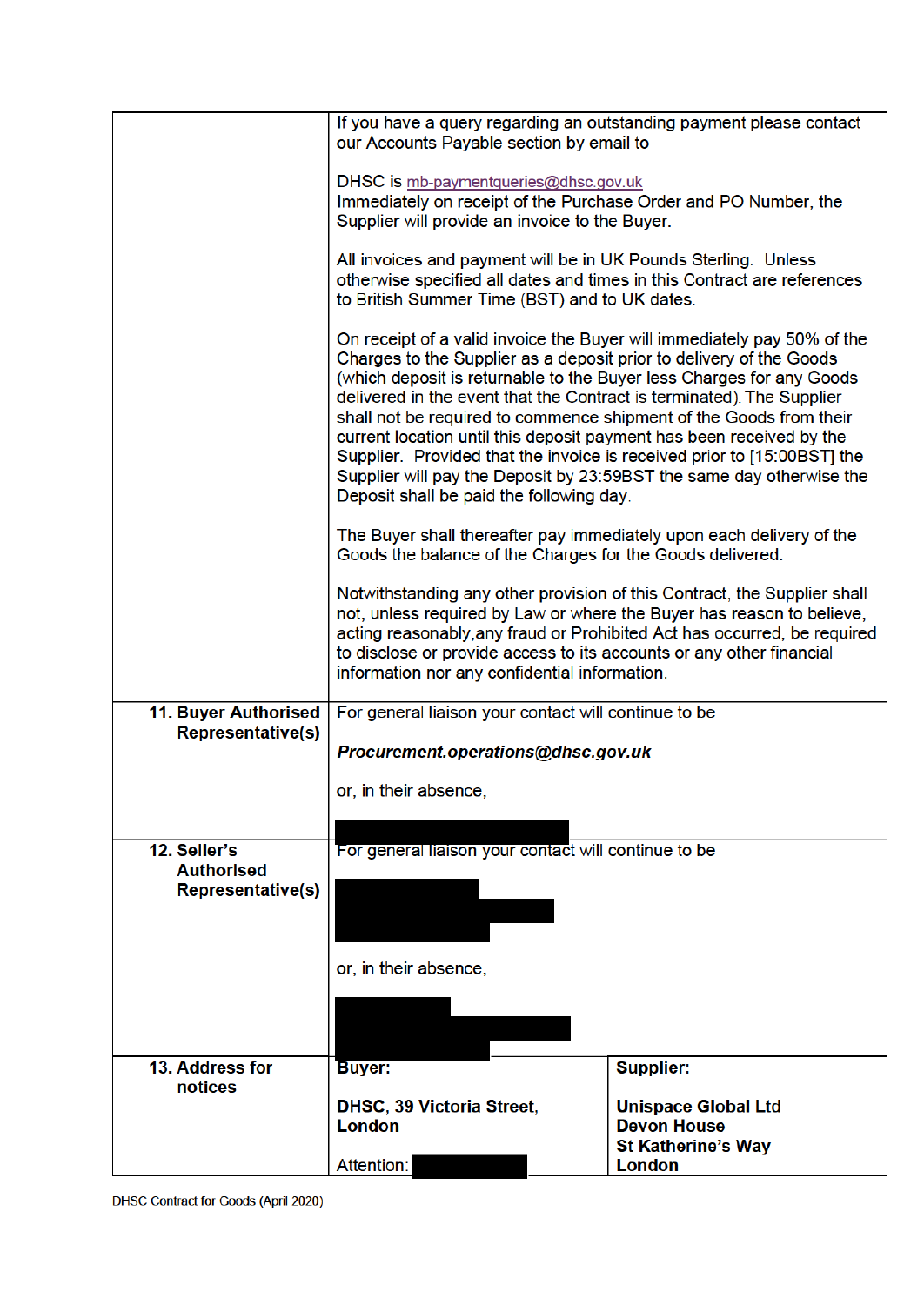| | | |
|---|---|---|
| | If you have a query regarding an outstanding payment please contact our Accounts Payable section by email to<br><br>DHSC is mb-paymentqueries@dhsc.gov.uk<br>Immediately on receipt of the Purchase Order and PO Number, the Supplier will provide an invoice to the Buyer.<br><br>All invoices and payment will be in UK Pounds Sterling. Unless otherwise specified all dates and times in this Contract are references to British Summer Time (BST) and to UK dates.<br><br>On receipt of a valid invoice the Buyer will immediately pay 50% of the Charges to the Supplier as a deposit prior to delivery of the Goods (which deposit is returnable to the Buyer less Charges for any Goods delivered in the event that the Contract is terminated). The Supplier shall not be required to commence shipment of the Goods from their current location until this deposit payment has been received by the Supplier. Provided that the invoice is received prior to [15:00BST] the Supplier will pay the Deposit by 23:59BST the same day otherwise the Deposit shall be paid the following day.<br><br>The Buyer shall thereafter pay immediately upon each delivery of the Goods the balance of the Charges for the Goods delivered.<br><br>Notwithstanding any other provision of this Contract, the Supplier shall not, unless required by Law or where the Buyer has reason to believe, acting reasonably,any fraud or Prohibited Act has occurred, be required to disclose or provide access to its accounts or any other financial information nor any confidential information. | |
| **11. Buyer Authorised Representative(s)** | For general liaison your contact will continue to be<br><br>***Procurement.operations@dhsc.gov.uk***<br><br>or, in their absence,<br><br>[REDACTED] | |
| **12. Seller's Authorised Representative(s)** | For general liaison your contact will continue to be<br><br>[REDACTED]<br><br>or, in their absence,<br><br>[REDACTED] | |
| **13. Address for notices** | **Buyer:**<br><br>**DHSC, 39 Victoria Street, London**<br><br>Attention: [REDACTED] | **Supplier:**<br><br>**Unispace Global Ltd**<br>**Devon House**<br>**St Katherine's Way**<br>**London** |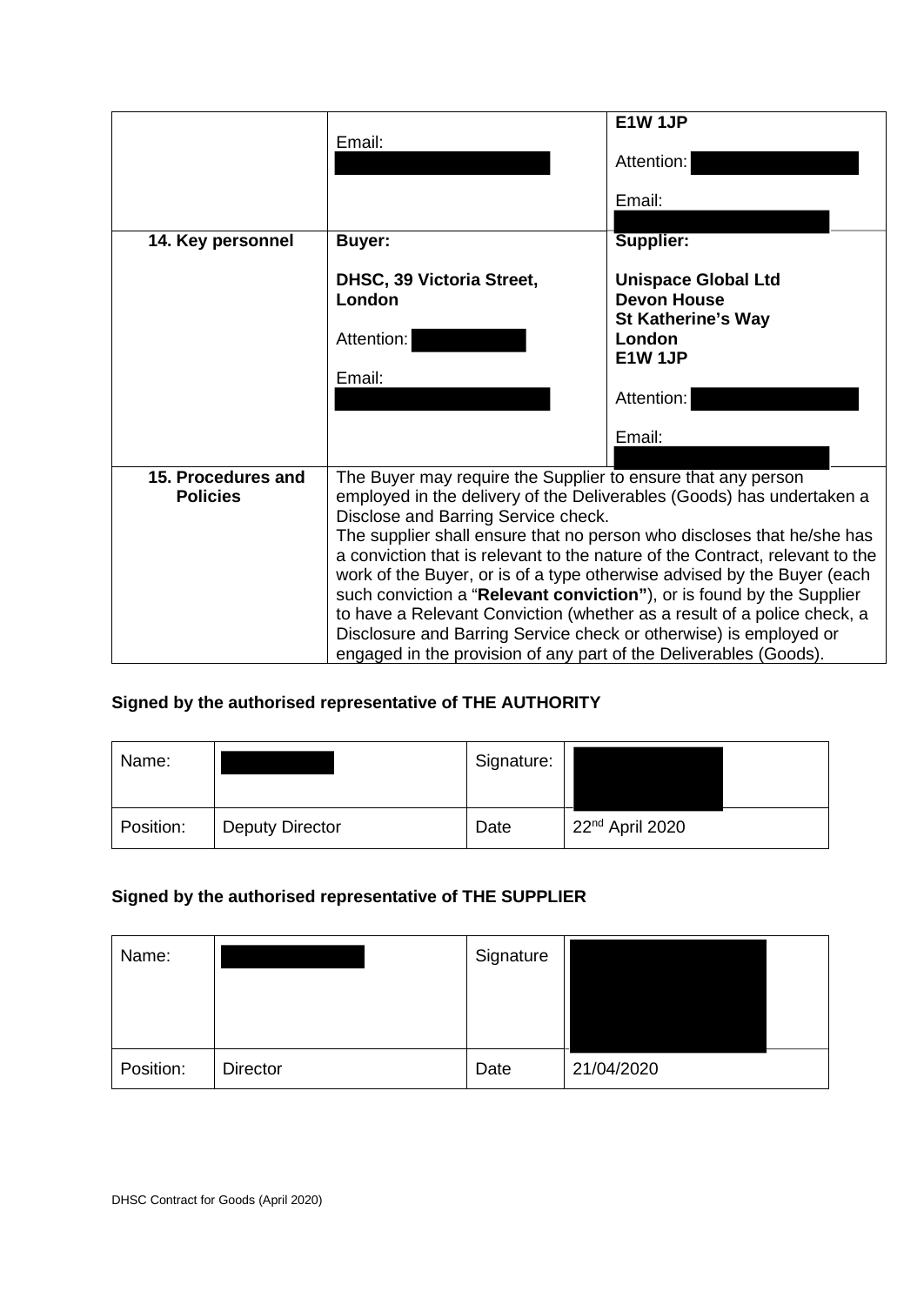| | | |
|---|---|---|
| | Email: | **E1W 1JP**<br><br>Attention:<br><br>Email: |
| **14. Key personnel** | **Buyer:**<br><br>**DHSC, 39 Victoria Street, London**<br><br>Attention:<br><br>Email: | **Supplier:**<br><br>**Unispace Global Ltd**<br>**Devon House**<br>**St Katherine's Way**<br>**London**<br>**E1W 1JP**<br><br>Attention:<br><br>Email: |
| **15. Procedures and Policies** | The Buyer may require the Supplier to ensure that any person employed in the delivery of the Deliverables (Goods) has undertaken a Disclose and Barring Service check.<br>The supplier shall ensure that no person who discloses that he/she has a conviction that is relevant to the nature of the Contract, relevant to the work of the Buyer, or is of a type otherwise advised by the Buyer (each such conviction a "**Relevant conviction"**), or is found by the Supplier to have a Relevant Conviction (whether as a result of a police check, a Disclosure and Barring Service check or otherwise) is employed or engaged in the provision of any part of the Deliverables (Goods). | |

**Signed by the authorised representative of THE AUTHORITY**

| | | | |
|---|---|---|---|
| Name: | | Signature: | |
| Position: | Deputy Director | Date | 22nd April 2020 |

**Signed by the authorised representative of THE SUPPLIER**

| | | | |
|---|---|---|---|
| Name: | | Signature | |
| Position: | Director | Date | 21/04/2020 |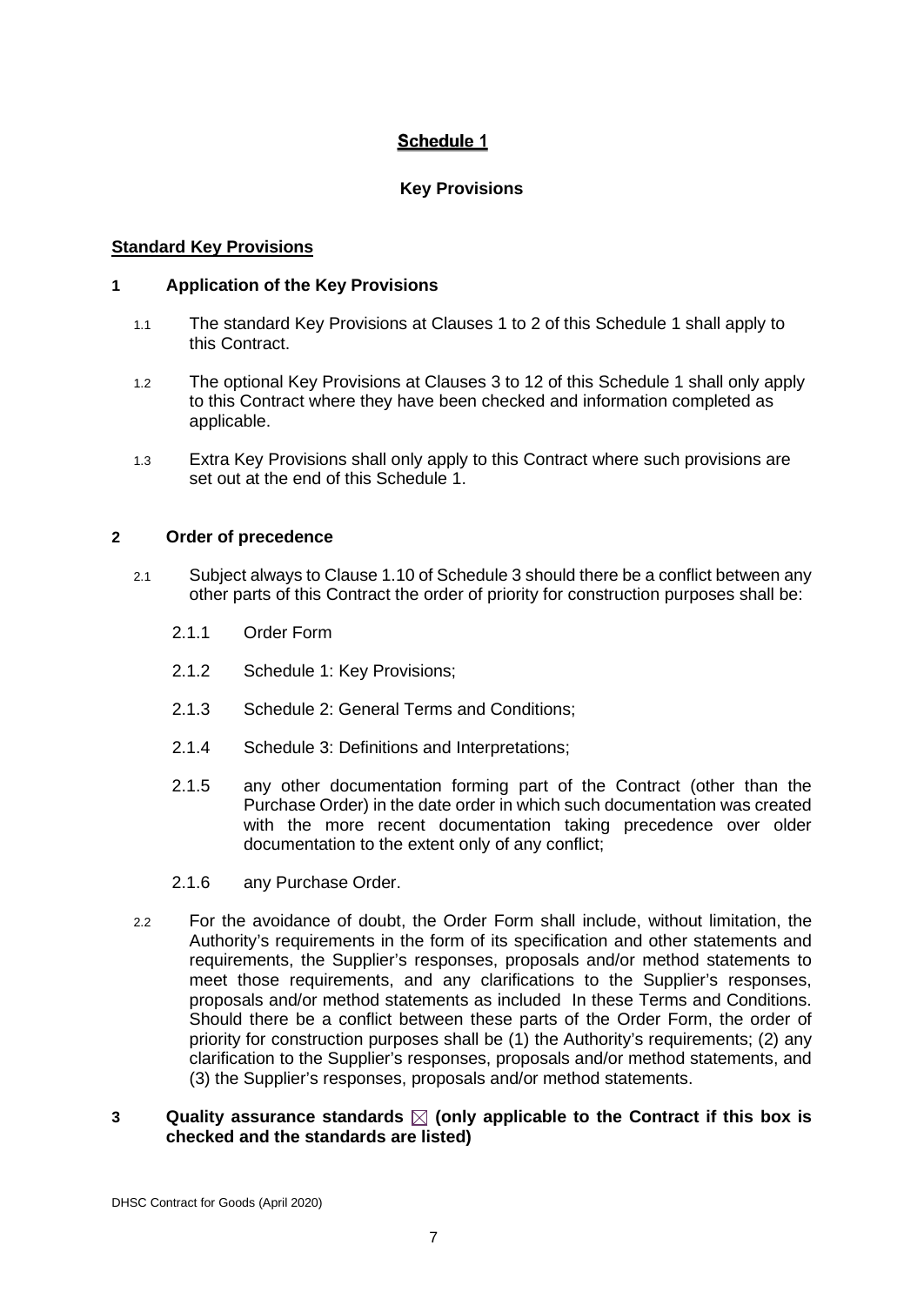# Schedule 1

## Key Provisions

**Standard Key Provisions**

### 1 Application of the Key Provisions

1.1 The standard Key Provisions at Clauses 1 to 2 of this Schedule 1 shall apply to this Contract.

1.2 The optional Key Provisions at Clauses 3 to 12 of this Schedule 1 shall only apply to this Contract where they have been checked and information completed as applicable.

1.3 Extra Key Provisions shall only apply to this Contract where such provisions are set out at the end of this Schedule 1.

### 2 Order of precedence

2.1 Subject always to Clause 1.10 of Schedule 3 should there be a conflict between any other parts of this Contract the order of priority for construction purposes shall be:

2.1.1 Order Form

2.1.2 Schedule 1: Key Provisions;

2.1.3 Schedule 2: General Terms and Conditions;

2.1.4 Schedule 3: Definitions and Interpretations;

2.1.5 any other documentation forming part of the Contract (other than the Purchase Order) in the date order in which such documentation was created with the more recent documentation taking precedence over older documentation to the extent only of any conflict;

2.1.6 any Purchase Order.

2.2 For the avoidance of doubt, the Order Form shall include, without limitation, the Authority's requirements in the form of its specification and other statements and requirements, the Supplier's responses, proposals and/or method statements to meet those requirements, and any clarifications to the Supplier's responses, proposals and/or method statements as included In these Terms and Conditions. Should there be a conflict between these parts of the Order Form, the order of priority for construction purposes shall be (1) the Authority's requirements; (2) any clarification to the Supplier's responses, proposals and/or method statements, and (3) the Supplier's responses, proposals and/or method statements.

### 3 Quality assurance standards ☒ (only applicable to the Contract if this box is checked and the standards are listed)

DHSC Contract for Goods (April 2020)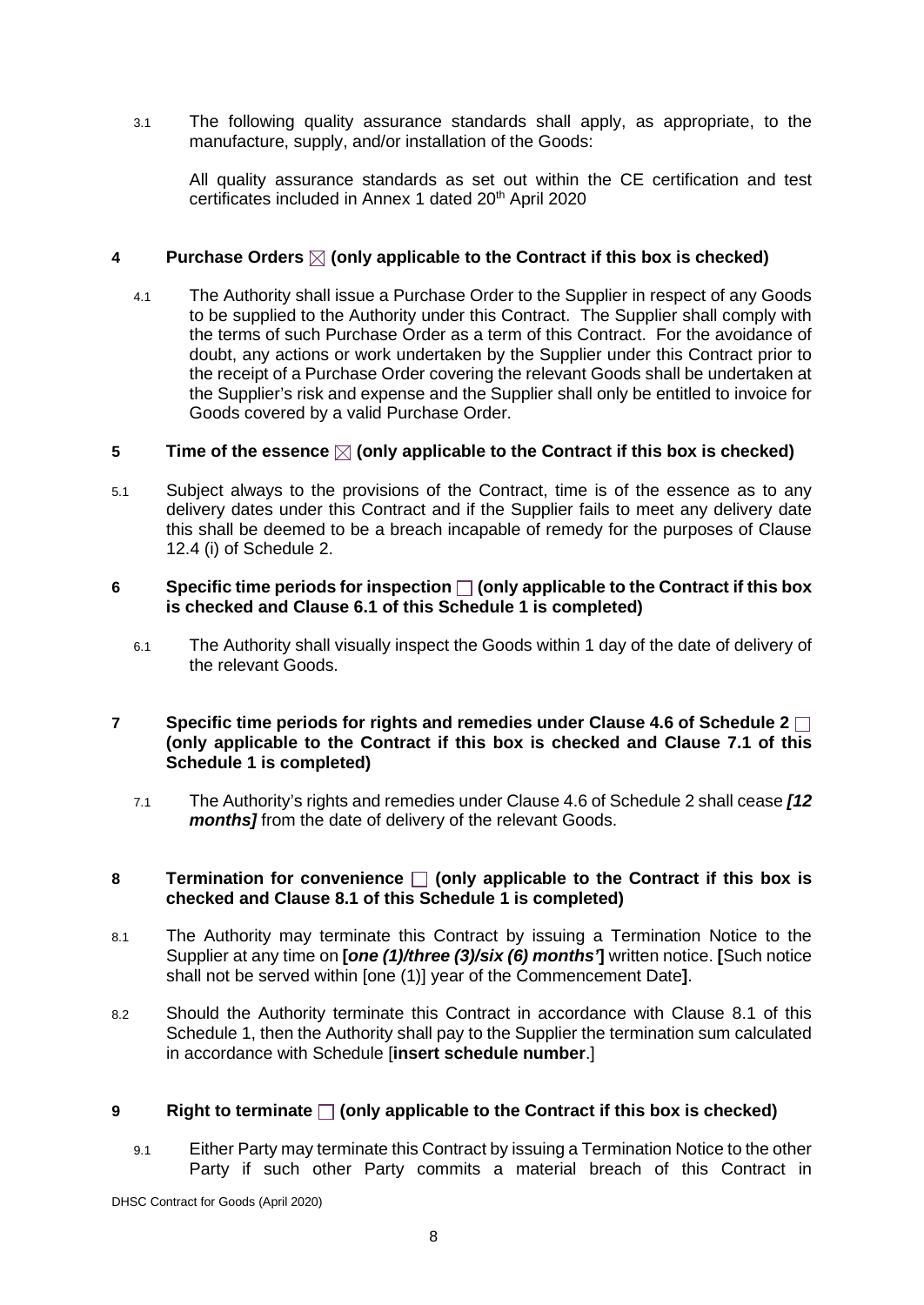3.1 The following quality assurance standards shall apply, as appropriate, to the manufacture, supply, and/or installation of the Goods:

All quality assurance standards as set out within the CE certification and test certificates included in Annex 1 dated 20th April 2020

## 4 Purchase Orders ☒ (only applicable to the Contract if this box is checked)

4.1 The Authority shall issue a Purchase Order to the Supplier in respect of any Goods to be supplied to the Authority under this Contract. The Supplier shall comply with the terms of such Purchase Order as a term of this Contract. For the avoidance of doubt, any actions or work undertaken by the Supplier under this Contract prior to the receipt of a Purchase Order covering the relevant Goods shall be undertaken at the Supplier's risk and expense and the Supplier shall only be entitled to invoice for Goods covered by a valid Purchase Order.

## 5 Time of the essence ☒ (only applicable to the Contract if this box is checked)

5.1 Subject always to the provisions of the Contract, time is of the essence as to any delivery dates under this Contract and if the Supplier fails to meet any delivery date this shall be deemed to be a breach incapable of remedy for the purposes of Clause 12.4 (i) of Schedule 2.

## 6 Specific time periods for inspection ☐ (only applicable to the Contract if this box is checked and Clause 6.1 of this Schedule 1 is completed)

6.1 The Authority shall visually inspect the Goods within 1 day of the date of delivery of the relevant Goods.

## 7 Specific time periods for rights and remedies under Clause 4.6 of Schedule 2 ☐ (only applicable to the Contract if this box is checked and Clause 7.1 of this Schedule 1 is completed)

7.1 The Authority's rights and remedies under Clause 4.6 of Schedule 2 shall cease ***[12 months]*** from the date of delivery of the relevant Goods.

## 8 Termination for convenience ☐ (only applicable to the Contract if this box is checked and Clause 8.1 of this Schedule 1 is completed)

8.1 The Authority may terminate this Contract by issuing a Termination Notice to the Supplier at any time on **[*one (1)/three (3)/six (6) months'*]** written notice. **[**Such notice shall not be served within [one (1)] year of the Commencement Date**]**.

8.2 Should the Authority terminate this Contract in accordance with Clause 8.1 of this Schedule 1, then the Authority shall pay to the Supplier the termination sum calculated in accordance with Schedule [**insert schedule number**.]

## 9 Right to terminate ☐ (only applicable to the Contract if this box is checked)

9.1 Either Party may terminate this Contract by issuing a Termination Notice to the other Party if such other Party commits a material breach of this Contract in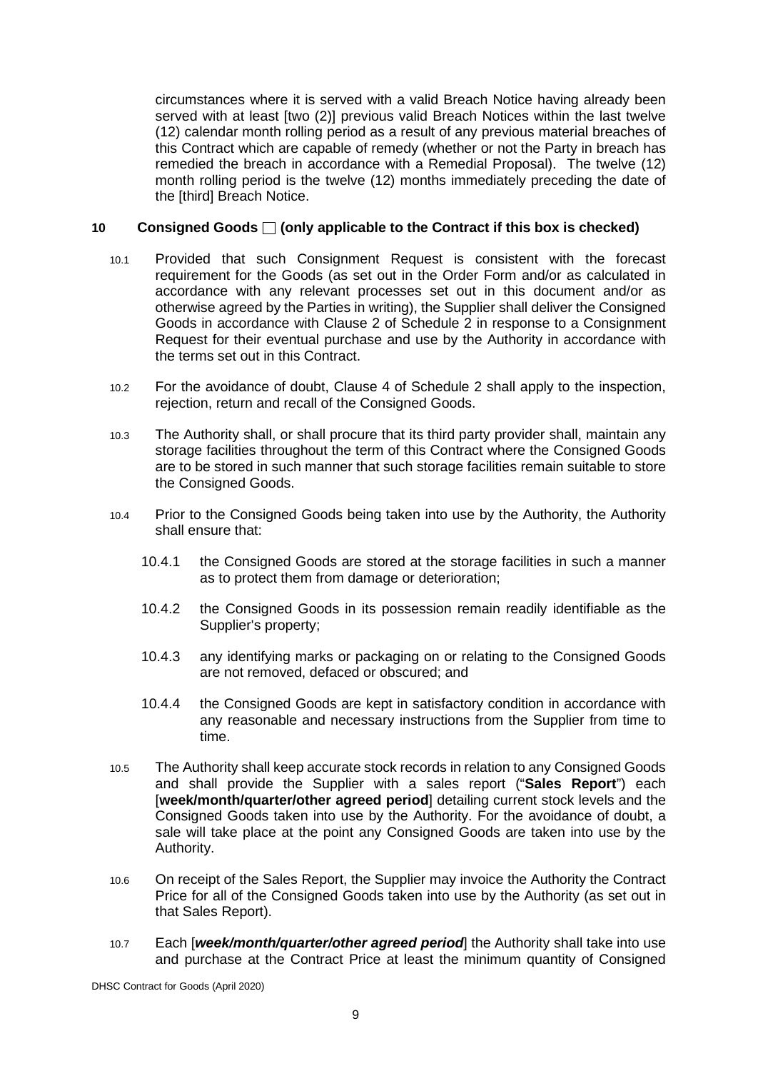circumstances where it is served with a valid Breach Notice having already been served with at least [two (2)] previous valid Breach Notices within the last twelve (12) calendar month rolling period as a result of any previous material breaches of this Contract which are capable of remedy (whether or not the Party in breach has remedied the breach in accordance with a Remedial Proposal). The twelve (12) month rolling period is the twelve (12) months immediately preceding the date of the [third] Breach Notice.

## 10 Consigned Goods ☐ (only applicable to the Contract if this box is checked)

10.1 Provided that such Consignment Request is consistent with the forecast requirement for the Goods (as set out in the Order Form and/or as calculated in accordance with any relevant processes set out in this document and/or as otherwise agreed by the Parties in writing), the Supplier shall deliver the Consigned Goods in accordance with Clause 2 of Schedule 2 in response to a Consignment Request for their eventual purchase and use by the Authority in accordance with the terms set out in this Contract.

10.2 For the avoidance of doubt, Clause 4 of Schedule 2 shall apply to the inspection, rejection, return and recall of the Consigned Goods.

10.3 The Authority shall, or shall procure that its third party provider shall, maintain any storage facilities throughout the term of this Contract where the Consigned Goods are to be stored in such manner that such storage facilities remain suitable to store the Consigned Goods.

10.4 Prior to the Consigned Goods being taken into use by the Authority, the Authority shall ensure that:

10.4.1 the Consigned Goods are stored at the storage facilities in such a manner as to protect them from damage or deterioration;

10.4.2 the Consigned Goods in its possession remain readily identifiable as the Supplier's property;

10.4.3 any identifying marks or packaging on or relating to the Consigned Goods are not removed, defaced or obscured; and

10.4.4 the Consigned Goods are kept in satisfactory condition in accordance with any reasonable and necessary instructions from the Supplier from time to time.

10.5 The Authority shall keep accurate stock records in relation to any Consigned Goods and shall provide the Supplier with a sales report ("**Sales Report**") each [**week/month/quarter/other agreed period**] detailing current stock levels and the Consigned Goods taken into use by the Authority. For the avoidance of doubt, a sale will take place at the point any Consigned Goods are taken into use by the Authority.

10.6 On receipt of the Sales Report, the Supplier may invoice the Authority the Contract Price for all of the Consigned Goods taken into use by the Authority (as set out in that Sales Report).

10.7 Each [***week/month/quarter/other agreed period***] the Authority shall take into use and purchase at the Contract Price at least the minimum quantity of Consigned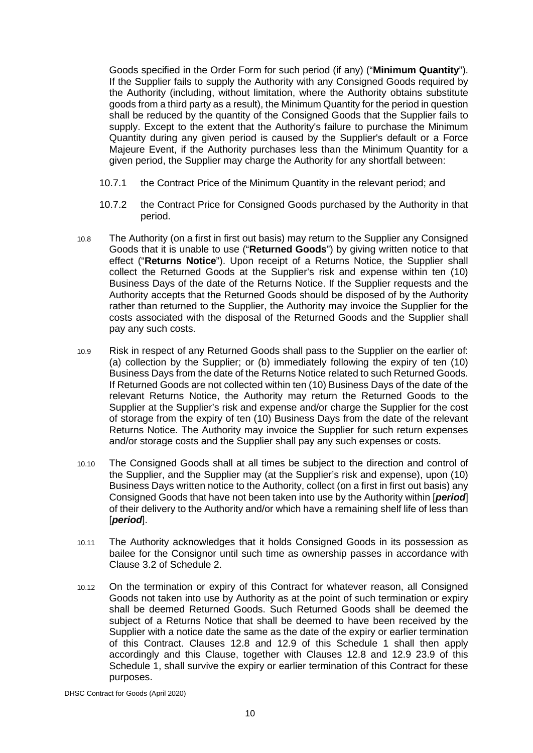Goods specified in the Order Form for such period (if any) ("**Minimum Quantity**"). If the Supplier fails to supply the Authority with any Consigned Goods required by the Authority (including, without limitation, where the Authority obtains substitute goods from a third party as a result), the Minimum Quantity for the period in question shall be reduced by the quantity of the Consigned Goods that the Supplier fails to supply. Except to the extent that the Authority's failure to purchase the Minimum Quantity during any given period is caused by the Supplier's default or a Force Majeure Event, if the Authority purchases less than the Minimum Quantity for a given period, the Supplier may charge the Authority for any shortfall between:

10.7.1 the Contract Price of the Minimum Quantity in the relevant period; and

10.7.2 the Contract Price for Consigned Goods purchased by the Authority in that period.

10.8 The Authority (on a first in first out basis) may return to the Supplier any Consigned Goods that it is unable to use ("**Returned Goods**") by giving written notice to that effect ("**Returns Notice**"). Upon receipt of a Returns Notice, the Supplier shall collect the Returned Goods at the Supplier's risk and expense within ten (10) Business Days of the date of the Returns Notice. If the Supplier requests and the Authority accepts that the Returned Goods should be disposed of by the Authority rather than returned to the Supplier, the Authority may invoice the Supplier for the costs associated with the disposal of the Returned Goods and the Supplier shall pay any such costs.

10.9 Risk in respect of any Returned Goods shall pass to the Supplier on the earlier of: (a) collection by the Supplier; or (b) immediately following the expiry of ten (10) Business Days from the date of the Returns Notice related to such Returned Goods. If Returned Goods are not collected within ten (10) Business Days of the date of the relevant Returns Notice, the Authority may return the Returned Goods to the Supplier at the Supplier's risk and expense and/or charge the Supplier for the cost of storage from the expiry of ten (10) Business Days from the date of the relevant Returns Notice. The Authority may invoice the Supplier for such return expenses and/or storage costs and the Supplier shall pay any such expenses or costs.

10.10 The Consigned Goods shall at all times be subject to the direction and control of the Supplier, and the Supplier may (at the Supplier's risk and expense), upon (10) Business Days written notice to the Authority, collect (on a first in first out basis) any Consigned Goods that have not been taken into use by the Authority within [***period***] of their delivery to the Authority and/or which have a remaining shelf life of less than [***period***].

10.11 The Authority acknowledges that it holds Consigned Goods in its possession as bailee for the Consignor until such time as ownership passes in accordance with Clause 3.2 of Schedule 2.

10.12 On the termination or expiry of this Contract for whatever reason, all Consigned Goods not taken into use by Authority as at the point of such termination or expiry shall be deemed Returned Goods. Such Returned Goods shall be deemed the subject of a Returns Notice that shall be deemed to have been received by the Supplier with a notice date the same as the date of the expiry or earlier termination of this Contract. Clauses 12.8 and 12.9 of this Schedule 1 shall then apply accordingly and this Clause, together with Clauses 12.8 and 12.9 23.9 of this Schedule 1, shall survive the expiry or earlier termination of this Contract for these purposes.

DHSC Contract for Goods (April 2020)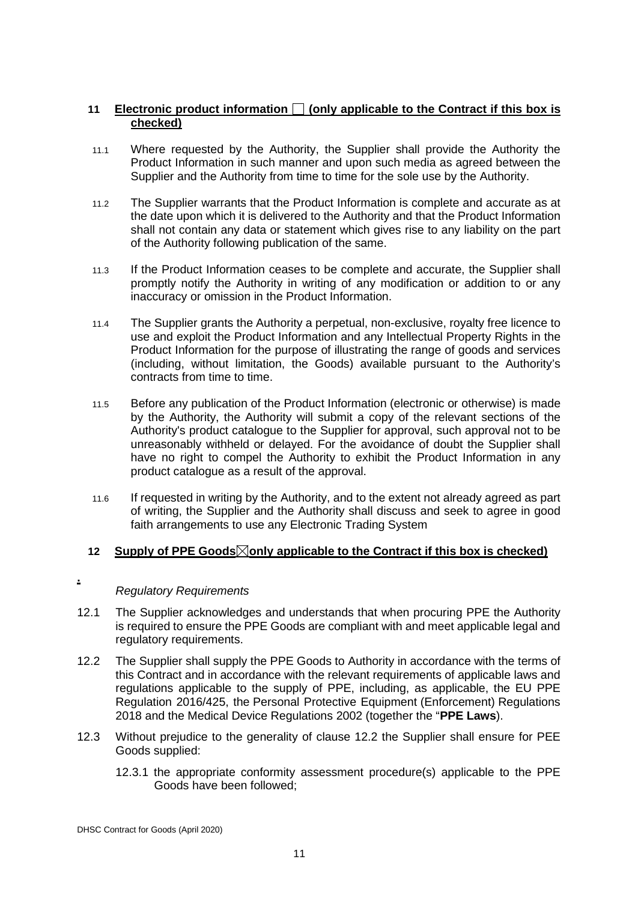## 11 **Electronic product information ☐ (only applicable to the Contract if this box is checked)**

11.1 Where requested by the Authority, the Supplier shall provide the Authority the Product Information in such manner and upon such media as agreed between the Supplier and the Authority from time to time for the sole use by the Authority.

11.2 The Supplier warrants that the Product Information is complete and accurate as at the date upon which it is delivered to the Authority and that the Product Information shall not contain any data or statement which gives rise to any liability on the part of the Authority following publication of the same.

11.3 If the Product Information ceases to be complete and accurate, the Supplier shall promptly notify the Authority in writing of any modification or addition to or any inaccuracy or omission in the Product Information.

11.4 The Supplier grants the Authority a perpetual, non-exclusive, royalty free licence to use and exploit the Product Information and any Intellectual Property Rights in the Product Information for the purpose of illustrating the range of goods and services (including, without limitation, the Goods) available pursuant to the Authority's contracts from time to time.

11.5 Before any publication of the Product Information (electronic or otherwise) is made by the Authority, the Authority will submit a copy of the relevant sections of the Authority's product catalogue to the Supplier for approval, such approval not to be unreasonably withheld or delayed. For the avoidance of doubt the Supplier shall have no right to compel the Authority to exhibit the Product Information in any product catalogue as a result of the approval.

11.6 If requested in writing by the Authority, and to the extent not already agreed as part of writing, the Supplier and the Authority shall discuss and seek to agree in good faith arrangements to use any Electronic Trading System

## 12 **Supply of PPE Goods☒only applicable to the Contract if this box is checked)**

*Regulatory Requirements*

12.1 The Supplier acknowledges and understands that when procuring PPE the Authority is required to ensure the PPE Goods are compliant with and meet applicable legal and regulatory requirements.

12.2 The Supplier shall supply the PPE Goods to Authority in accordance with the terms of this Contract and in accordance with the relevant requirements of applicable laws and regulations applicable to the supply of PPE, including, as applicable, the EU PPE Regulation 2016/425, the Personal Protective Equipment (Enforcement) Regulations 2018 and the Medical Device Regulations 2002 (together the "**PPE Laws**).

12.3 Without prejudice to the generality of clause 12.2 the Supplier shall ensure for PEE Goods supplied:

12.3.1 the appropriate conformity assessment procedure(s) applicable to the PPE Goods have been followed;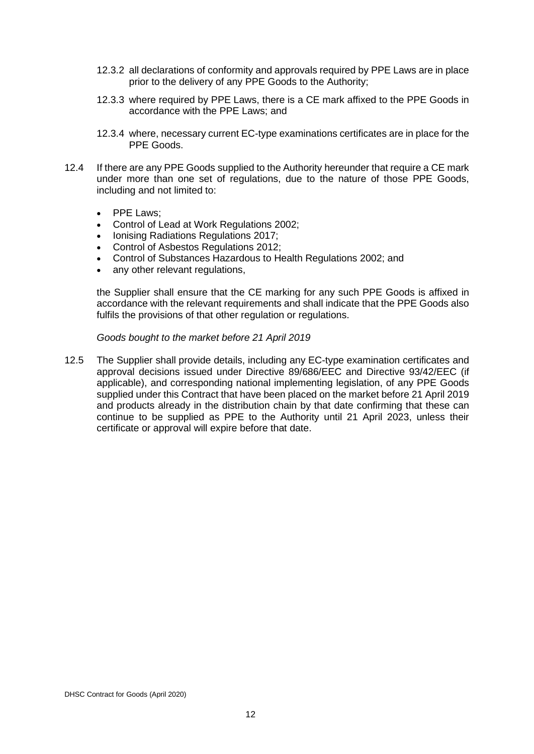12.3.2 all declarations of conformity and approvals required by PPE Laws are in place prior to the delivery of any PPE Goods to the Authority;

12.3.3 where required by PPE Laws, there is a CE mark affixed to the PPE Goods in accordance with the PPE Laws; and

12.3.4 where, necessary current EC-type examinations certificates are in place for the PPE Goods.

12.4 If there are any PPE Goods supplied to the Authority hereunder that require a CE mark under more than one set of regulations, due to the nature of those PPE Goods, including and not limited to:

- PPE Laws;
- Control of Lead at Work Regulations 2002;
- Ionising Radiations Regulations 2017;
- Control of Asbestos Regulations 2012;
- Control of Substances Hazardous to Health Regulations 2002; and
- any other relevant regulations,

the Supplier shall ensure that the CE marking for any such PPE Goods is affixed in accordance with the relevant requirements and shall indicate that the PPE Goods also fulfils the provisions of that other regulation or regulations.

*Goods bought to the market before 21 April 2019*

12.5 The Supplier shall provide details, including any EC-type examination certificates and approval decisions issued under Directive 89/686/EEC and Directive 93/42/EEC (if applicable), and corresponding national implementing legislation, of any PPE Goods supplied under this Contract that have been placed on the market before 21 April 2019 and products already in the distribution chain by that date confirming that these can continue to be supplied as PPE to the Authority until 21 April 2023, unless their certificate or approval will expire before that date.